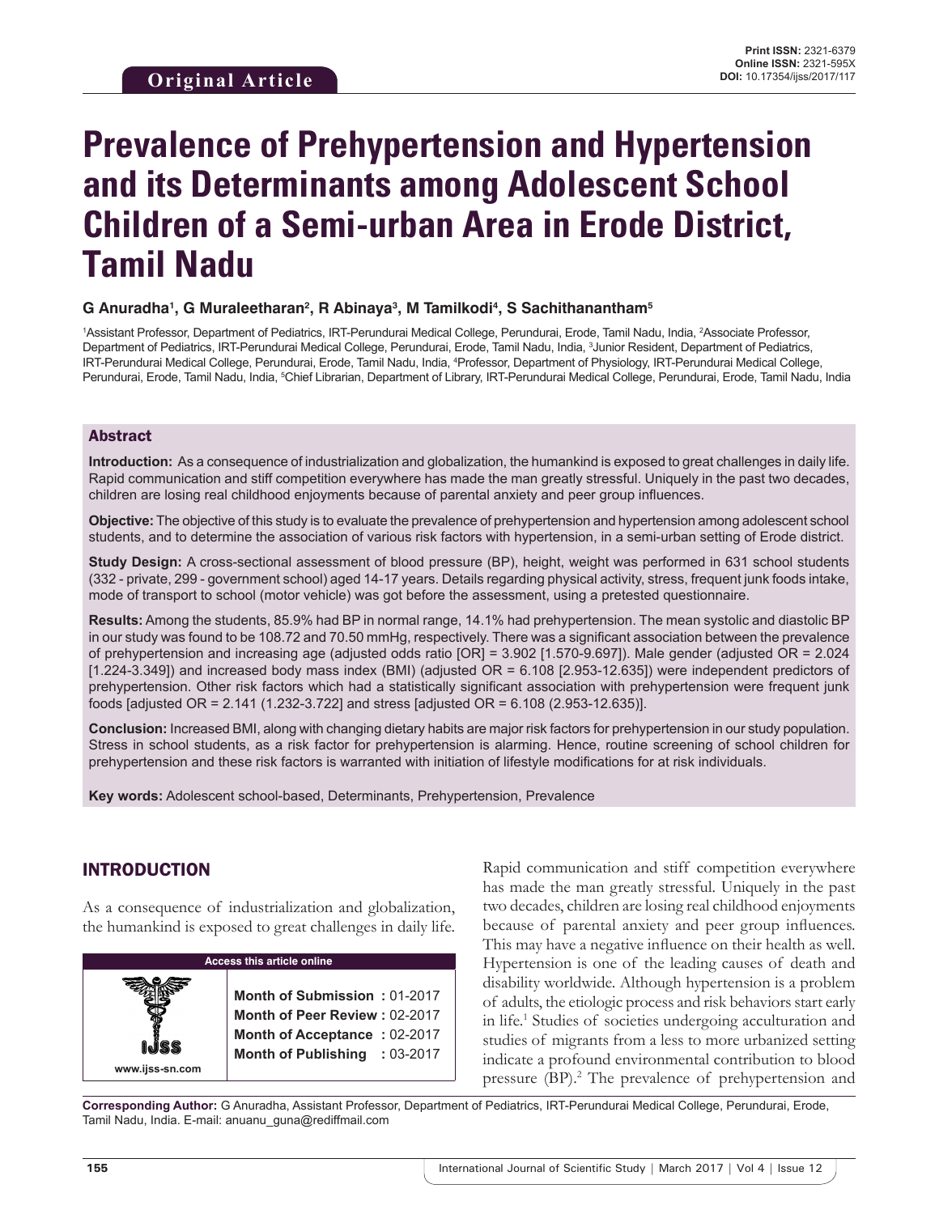Original Article

Print ISSN: 2321-6379
Online ISSN: 2321-595X
DOI: 10.17354/ijss/2017/117

# Prevalence of Prehypertension and Hypertension and its Determinants among Adolescent School Children of a Semi-urban Area in Erode District, Tamil Nadu

**G Anuradha[1], G Muraleetharan[2], R Abinaya[3], M Tamilkodi[4], S Sachithanantham[5]**

[1]Assistant Professor, Department of Pediatrics, IRT-Perundurai Medical College, Perundurai, Erode, Tamil Nadu, India, [2]Associate Professor, Department of Pediatrics, IRT-Perundurai Medical College, Perundurai, Erode, Tamil Nadu, India, [3]Junior Resident, Department of Pediatrics, IRT-Perundurai Medical College, Perundurai, Erode, Tamil Nadu, India, [4]Professor, Department of Physiology, IRT-Perundurai Medical College, Perundurai, Erode, Tamil Nadu, India, [5]Chief Librarian, Department of Library, IRT-Perundurai Medical College, Perundurai, Erode, Tamil Nadu, India

## Abstract

**Introduction:** As a consequence of industrialization and globalization, the humankind is exposed to great challenges in daily life. Rapid communication and stiff competition everywhere has made the man greatly stressful. Uniquely in the past two decades, children are losing real childhood enjoyments because of parental anxiety and peer group influences.

**Objective:** The objective of this study is to evaluate the prevalence of prehypertension and hypertension among adolescent school students, and to determine the association of various risk factors with hypertension, in a semi-urban setting of Erode district.

**Study Design:** A cross-sectional assessment of blood pressure (BP), height, weight was performed in 631 school students (332 - private, 299 - government school) aged 14-17 years. Details regarding physical activity, stress, frequent junk foods intake, mode of transport to school (motor vehicle) was got before the assessment, using a pretested questionnaire.

**Results:** Among the students, 85.9% had BP in normal range, 14.1% had prehypertension. The mean systolic and diastolic BP in our study was found to be 108.72 and 70.50 mmHg, respectively. There was a significant association between the prevalence of prehypertension and increasing age (adjusted odds ratio [OR] = 3.902 [1.570-9.697]). Male gender (adjusted OR = 2.024 [1.224-3.349]) and increased body mass index (BMI) (adjusted OR = 6.108 [2.953-12.635]) were independent predictors of prehypertension. Other risk factors which had a statistically significant association with prehypertension were frequent junk foods [adjusted OR = 2.141 (1.232-3.722] and stress [adjusted OR = 6.108 (2.953-12.635)].

**Conclusion:** Increased BMI, along with changing dietary habits are major risk factors for prehypertension in our study population. Stress in school students, as a risk factor for prehypertension is alarming. Hence, routine screening of school children for prehypertension and these risk factors is warranted with initiation of lifestyle modifications for at risk individuals.

**Key words:** Adolescent school-based, Determinants, Prehypertension, Prevalence

## INTRODUCTION

As a consequence of industrialization and globalization, the humankind is exposed to great challenges in daily life. Rapid communication and stiff competition everywhere has made the man greatly stressful. Uniquely in the past two decades, children are losing real childhood enjoyments because of parental anxiety and peer group influences. This may have a negative influence on their health as well. Hypertension is one of the leading causes of death and disability worldwide. Although hypertension is a problem of adults, the etiologic process and risk behaviors start early in life.[1] Studies of societies undergoing acculturation and studies of migrants from a less to more urbanized setting indicate a profound environmental contribution to blood pressure (BP).[2] The prevalence of prehypertension and

| Access this article online | |
|---|---|
| www.ijss-sn.com | **Month of Submission :** 01-2017<br>**Month of Peer Review :** 02-2017<br>**Month of Acceptance :** 02-2017<br>**Month of Publishing :** 03-2017 |

**Corresponding Author:** G Anuradha, Assistant Professor, Department of Pediatrics, IRT-Perundurai Medical College, Perundurai, Erode, Tamil Nadu, India. E-mail: anuanu_guna@rediffmail.com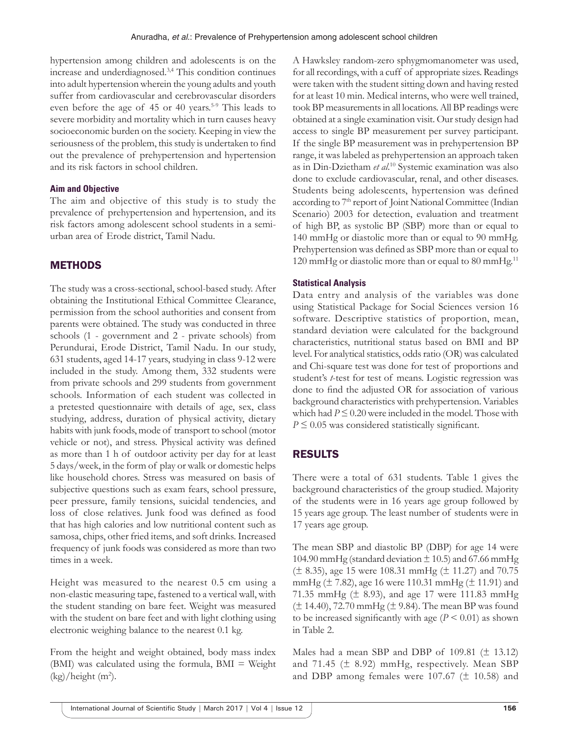hypertension among children and adolescents is on the increase and underdiagnosed.[3,4] This condition continues into adult hypertension wherein the young adults and youth suffer from cardiovascular and cerebrovascular disorders even before the age of 45 or 40 years.[5-9] This leads to severe morbidity and mortality which in turn causes heavy socioeconomic burden on the society. Keeping in view the seriousness of the problem, this study is undertaken to find out the prevalence of prehypertension and hypertension and its risk factors in school children.

### Aim and Objective

The aim and objective of this study is to study the prevalence of prehypertension and hypertension, and its risk factors among adolescent school students in a semi-urban area of Erode district, Tamil Nadu.

## METHODS

The study was a cross-sectional, school-based study. After obtaining the Institutional Ethical Committee Clearance, permission from the school authorities and consent from parents were obtained. The study was conducted in three schools (1 - government and 2 - private schools) from Perundurai, Erode District, Tamil Nadu. In our study, 631 students, aged 14-17 years, studying in class 9-12 were included in the study. Among them, 332 students were from private schools and 299 students from government schools. Information of each student was collected in a pretested questionnaire with details of age, sex, class studying, address, duration of physical activity, dietary habits with junk foods, mode of transport to school (motor vehicle or not), and stress. Physical activity was defined as more than 1 h of outdoor activity per day for at least 5 days/week, in the form of play or walk or domestic helps like household chores. Stress was measured on basis of subjective questions such as exam fears, school pressure, peer pressure, family tensions, suicidal tendencies, and loss of close relatives. Junk food was defined as food that has high calories and low nutritional content such as samosa, chips, other fried items, and soft drinks. Increased frequency of junk foods was considered as more than two times in a week.

Height was measured to the nearest 0.5 cm using a non-elastic measuring tape, fastened to a vertical wall, with the student standing on bare feet. Weight was measured with the student on bare feet and with light clothing using electronic weighing balance to the nearest 0.1 kg.

From the height and weight obtained, body mass index (BMI) was calculated using the formula, BMI = Weight (kg)/height ($m^2$).

A Hawksley random-zero sphygmomanometer was used, for all recordings, with a cuff of appropriate sizes. Readings were taken with the student sitting down and having rested for at least 10 min. Medical interns, who were well trained, took BP measurements in all locations. All BP readings were obtained at a single examination visit. Our study design had access to single BP measurement per survey participant. If the single BP measurement was in prehypertension BP range, it was labeled as prehypertension an approach taken as in Din-Dzietham *et al*.[10] Systemic examination was also done to exclude cardiovascular, renal, and other diseases. Students being adolescents, hypertension was defined according to 7th report of Joint National Committee (Indian Scenario) 2003 for detection, evaluation and treatment of high BP, as systolic BP (SBP) more than or equal to 140 mmHg or diastolic more than or equal to 90 mmHg. Prehypertension was defined as SBP more than or equal to 120 mmHg or diastolic more than or equal to 80 mmHg.[11]

### Statistical Analysis

Data entry and analysis of the variables was done using Statistical Package for Social Sciences version 16 software. Descriptive statistics of proportion, mean, standard deviation were calculated for the background characteristics, nutritional status based on BMI and BP level. For analytical statistics, odds ratio (OR) was calculated and Chi-square test was done for test of proportions and student's *t*-test for test of means. Logistic regression was done to find the adjusted OR for association of various background characteristics with prehypertension. Variables which had $P \leq 0.20$ were included in the model. Those with $P \leq 0.05$ was considered statistically significant.

## RESULTS

There were a total of 631 students. Table 1 gives the background characteristics of the group studied. Majority of the students were in 16 years age group followed by 15 years age group. The least number of students were in 17 years age group.

The mean SBP and diastolic BP (DBP) for age 14 were 104.90 mmHg (standard deviation ± 10.5) and 67.66 mmHg (± 8.35), age 15 were 108.31 mmHg (± 11.27) and 70.75 mmHg (± 7.82), age 16 were 110.31 mmHg (± 11.91) and 71.35 mmHg (± 8.93), and age 17 were 111.83 mmHg (± 14.40), 72.70 mmHg (± 9.84). The mean BP was found to be increased significantly with age ($P < 0.01$) as shown in Table 2.

Males had a mean SBP and DBP of 109.81 (± 13.12) and 71.45 (± 8.92) mmHg, respectively. Mean SBP and DBP among females were 107.67 (± 10.58) and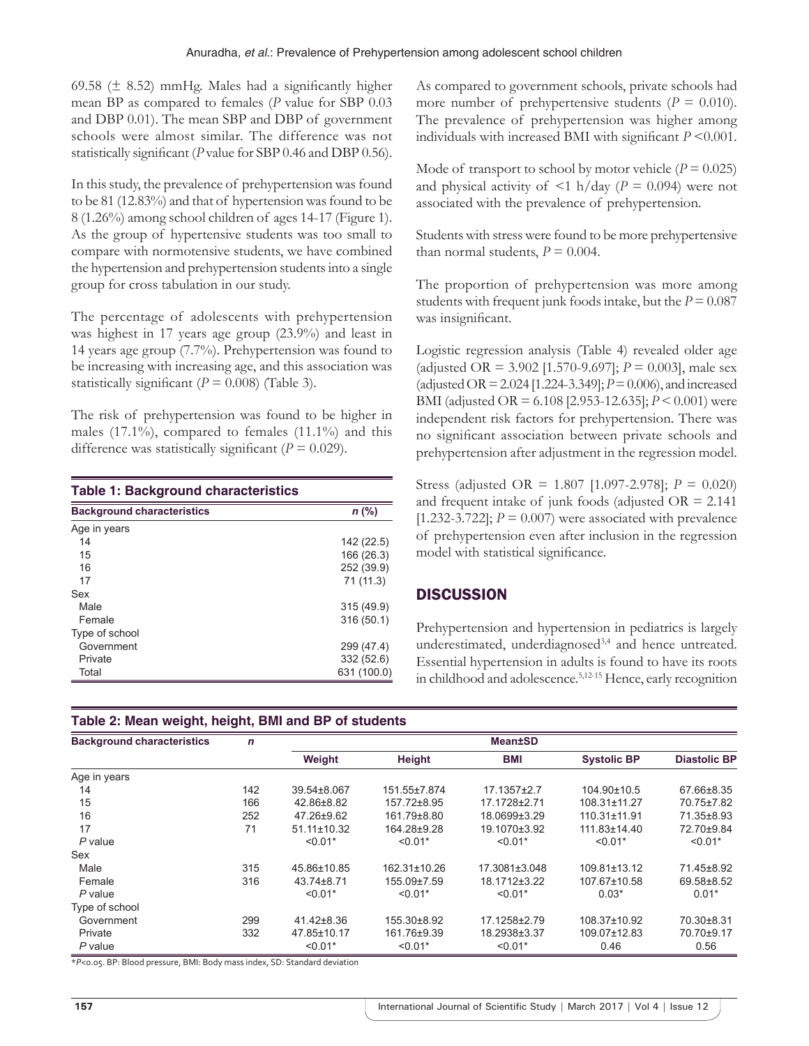69.58 (± 8.52) mmHg. Males had a significantly higher mean BP as compared to females (*P* value for SBP 0.03 and DBP 0.01). The mean SBP and DBP of government schools were almost similar. The difference was not statistically significant (*P* value for SBP 0.46 and DBP 0.56).

In this study, the prevalence of prehypertension was found to be 81 (12.83%) and that of hypertension was found to be 8 (1.26%) among school children of ages 14-17 (Figure 1). As the group of hypertensive students was too small to compare with normotensive students, we have combined the hypertension and prehypertension students into a single group for cross tabulation in our study.

The percentage of adolescents with prehypertension was highest in 17 years age group (23.9%) and least in 14 years age group (7.7%). Prehypertension was found to be increasing with increasing age, and this association was statistically significant ($P = 0.008$) (Table 3).

The risk of prehypertension was found to be higher in males (17.1%), compared to females (11.1%) and this difference was statistically significant ($P = 0.029$).

**Table 1: Background characteristics**

| Background characteristics | *n* (%) |
|---|---|
| Age in years | |
| 14 | 142 (22.5) |
| 15 | 166 (26.3) |
| 16 | 252 (39.9) |
| 17 | 71 (11.3) |
| Sex | |
| Male | 315 (49.9) |
| Female | 316 (50.1) |
| Type of school | |
| Government | 299 (47.4) |
| Private | 332 (52.6) |
| Total | 631 (100.0) |

As compared to government schools, private schools had more number of prehypertensive students ($P = 0.010$). The prevalence of prehypertension was higher among individuals with increased BMI with significant $P < 0.001$.

Mode of transport to school by motor vehicle ($P = 0.025$) and physical activity of <1 h/day ($P = 0.094$) were not associated with the prevalence of prehypertension.

Students with stress were found to be more prehypertensive than normal students, $P = 0.004$.

The proportion of prehypertension was more among students with frequent junk foods intake, but the $P = 0.087$ was insignificant.

Logistic regression analysis (Table 4) revealed older age (adjusted OR = 3.902 [1.570-9.697]; $P = 0.003$], male sex (adjusted OR = 2.024 [1.224-3.349]; $P = 0.006$), and increased BMI (adjusted OR = 6.108 [2.953-12.635]; $P < 0.001$) were independent risk factors for prehypertension. There was no significant association between private schools and prehypertension after adjustment in the regression model.

Stress (adjusted OR = 1.807 [1.097-2.978]; $P = 0.020$) and frequent intake of junk foods (adjusted OR = 2.141 [1.232-3.722]; $P = 0.007$) were associated with prevalence of prehypertension even after inclusion in the regression model with statistical significance.

## DISCUSSION

Prehypertension and hypertension in pediatrics is largely underestimated, underdiagnosed[3,4] and hence untreated. Essential hypertension in adults is found to have its roots in childhood and adolescence.[5,12-15] Hence, early recognition

**Table 2: Mean weight, height, BMI and BP of students**

| Background characteristics | *n* | Mean±SD | | | | |
|---|---|---|---|---|---|---|
| | | Weight | Height | BMI | Systolic BP | Diastolic BP |
| Age in years | | | | | | |
| 14 | 142 | 39.54±8.067 | 151.55±7.874 | 17.1357±2.7 | 104.90±10.5 | 67.66±8.35 |
| 15 | 166 | 42.86±8.82 | 157.72±8.95 | 17.1728±2.71 | 108.31±11.27 | 70.75±7.82 |
| 16 | 252 | 47.26±9.62 | 161.79±8.80 | 18.0699±3.29 | 110.31±11.91 | 71.35±8.93 |
| 17 | 71 | 51.11±10.32 | 164.28±9.28 | 19.1070±3.92 | 111.83±14.40 | 72.70±9.84 |
| *P* value | | <0.01* | <0.01* | <0.01* | <0.01* | <0.01* |
| Sex | | | | | | |
| Male | 315 | 45.86±10.85 | 162.31±10.26 | 17.3081±3.048 | 109.81±13.12 | 71.45±8.92 |
| Female | 316 | 43.74±8.71 | 155.09±7.59 | 18.1712±3.22 | 107.67±10.58 | 69.58±8.52 |
| *P* value | | <0.01* | <0.01* | <0.01* | 0.03* | 0.01* |
| Type of school | | | | | | |
| Government | 299 | 41.42±8.36 | 155.30±8.92 | 17.1258±2.79 | 108.37±10.92 | 70.30±8.31 |
| Private | 332 | 47.85±10.17 | 161.76±9.39 | 18.2938±3.37 | 109.07±12.83 | 70.70±9.17 |
| *P* value | | <0.01* | <0.01* | <0.01* | 0.46 | 0.56 |

*$P<0.05$. BP: Blood pressure, BMI: Body mass index, SD: Standard deviation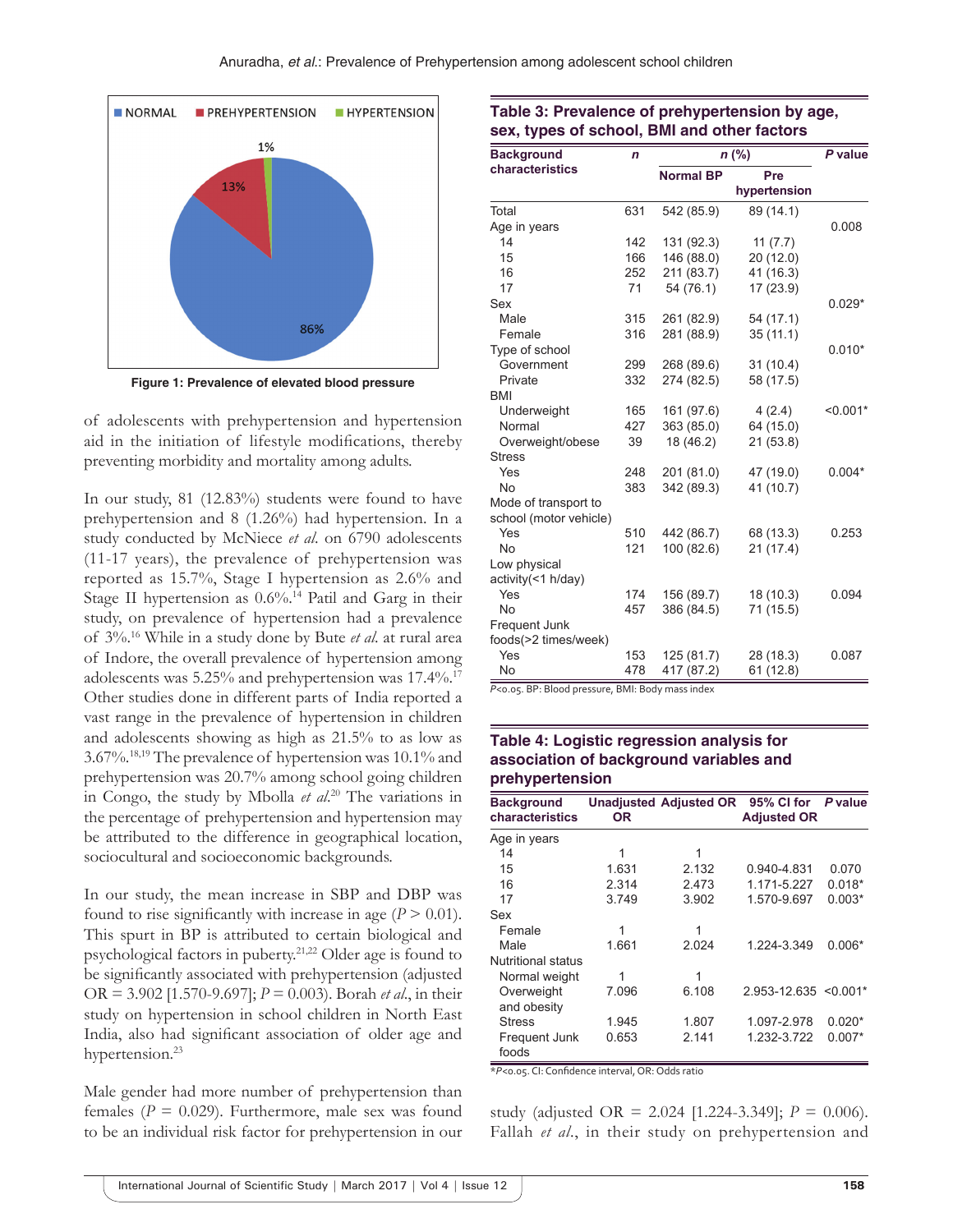Figure 1: Prevalence of elevated blood pressure

of adolescents with prehypertension and hypertension aid in the initiation of lifestyle modifications, thereby preventing morbidity and mortality among adults.

In our study, 81 (12.83%) students were found to have prehypertension and 8 (1.26%) had hypertension. In a study conducted by McNiece *et al.* on 6790 adolescents (11-17 years), the prevalence of prehypertension was reported as 15.7%, Stage I hypertension as 2.6% and Stage II hypertension as 0.6%.[14] Patil and Garg in their study, on prevalence of hypertension had a prevalence of 3%.[16] While in a study done by Bute *et al.* at rural area of Indore, the overall prevalence of hypertension among adolescents was 5.25% and prehypertension was 17.4%.[17] Other studies done in different parts of India reported a vast range in the prevalence of hypertension in children and adolescents showing as high as 21.5% to as low as 3.67%.[18,19] The prevalence of hypertension was 10.1% and prehypertension was 20.7% among school going children in Congo, the study by Mbolla *et al.*[20] The variations in the percentage of prehypertension and hypertension may be attributed to the difference in geographical location, sociocultural and socioeconomic backgrounds.

In our study, the mean increase in SBP and DBP was found to rise significantly with increase in age ($P > 0.01$). This spurt in BP is attributed to certain biological and psychological factors in puberty.[21,22] Older age is found to be significantly associated with prehypertension (adjusted OR = 3.902 [1.570-9.697]; $P = 0.003$). Borah *et al.*, in their study on hypertension in school children in North East India, also had significant association of older age and hypertension.[23]

Male gender had more number of prehypertension than females ($P = 0.029$). Furthermore, male sex was found to be an individual risk factor for prehypertension in our study (adjusted OR = 2.024 [1.224-3.349]; $P = 0.006$). Fallah *et al.*, in their study on prehypertension and

**Table 3: Prevalence of prehypertension by age, sex, types of school, BMI and other factors**

| Background characteristics | *n* | *n* (%) | | *P* value |
|---|---|---|---|---|
| | | Normal BP | Pre hypertension | |
| Total | 631 | 542 (85.9) | 89 (14.1) | |
| Age in years | | | | 0.008 |
| 14 | 142 | 131 (92.3) | 11 (7.7) | |
| 15 | 166 | 146 (88.0) | 20 (12.0) | |
| 16 | 252 | 211 (83.7) | 41 (16.3) | |
| 17 | 71 | 54 (76.1) | 17 (23.9) | |
| Sex | | | | 0.029* |
| Male | 315 | 261 (82.9) | 54 (17.1) | |
| Female | 316 | 281 (88.9) | 35 (11.1) | |
| Type of school | | | | 0.010* |
| Government | 299 | 268 (89.6) | 31 (10.4) | |
| Private | 332 | 274 (82.5) | 58 (17.5) | |
| BMI | | | | |
| Underweight | 165 | 161 (97.6) | 4 (2.4) | <0.001* |
| Normal | 427 | 363 (85.0) | 64 (15.0) | |
| Overweight/obese | 39 | 18 (46.2) | 21 (53.8) | |
| Stress | | | | |
| Yes | 248 | 201 (81.0) | 47 (19.0) | 0.004* |
| No | 383 | 342 (89.3) | 41 (10.7) | |
| Mode of transport to school (motor vehicle) | | | | |
| Yes | 510 | 442 (86.7) | 68 (13.3) | 0.253 |
| No | 121 | 100 (82.6) | 21 (17.4) | |
| Low physical activity(<1 h/day) | | | | |
| Yes | 174 | 156 (89.7) | 18 (10.3) | 0.094 |
| No | 457 | 386 (84.5) | 71 (15.5) | |
| Frequent Junk foods(>2 times/week) | | | | |
| Yes | 153 | 125 (81.7) | 28 (18.3) | 0.087 |
| No | 478 | 417 (87.2) | 61 (12.8) | |

$P<0.05$. BP: Blood pressure, BMI: Body mass index

**Table 4: Logistic regression analysis for association of background variables and prehypertension**

| Background characteristics | Unadjusted OR | Adjusted OR | 95% CI for Adjusted OR | *P* value |
|---|---|---|---|---|
| Age in years | | | | |
| 14 | 1 | 1 | | |
| 15 | 1.631 | 2.132 | 0.940-4.831 | 0.070 |
| 16 | 2.314 | 2.473 | 1.171-5.227 | 0.018* |
| 17 | 3.749 | 3.902 | 1.570-9.697 | 0.003* |
| Sex | | | | |
| Female | 1 | 1 | | |
| Male | 1.661 | 2.024 | 1.224-3.349 | 0.006* |
| Nutritional status | | | | |
| Normal weight | 1 | 1 | | |
| Overweight and obesity | 7.096 | 6.108 | 2.953-12.635 | <0.001* |
| Stress | 1.945 | 1.807 | 1.097-2.978 | 0.020* |
| Frequent Junk foods | 0.653 | 2.141 | 1.232-3.722 | 0.007* |

*$P<0.05$. CI: Confidence interval, OR: Odds ratio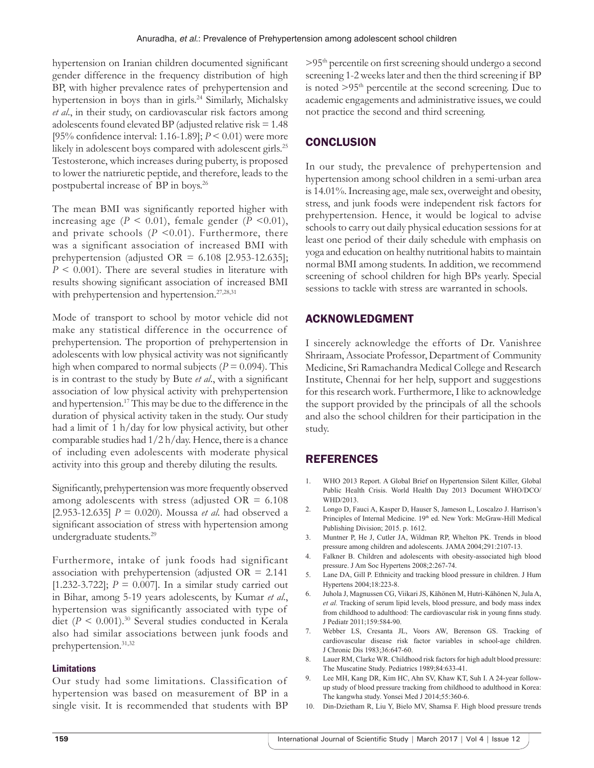hypertension on Iranian children documented significant gender difference in the frequency distribution of high BP, with higher prevalence rates of prehypertension and hypertension in boys than in girls.[24] Similarly, Michalsky *et al*., in their study, on cardiovascular risk factors among adolescents found elevated BP (adjusted relative risk = 1.48 [95% confidence interval: 1.16-1.89]; $P < 0.01$) were more likely in adolescent boys compared with adolescent girls.[25] Testosterone, which increases during puberty, is proposed to lower the natriuretic peptide, and therefore, leads to the postpubertal increase of BP in boys.[26]

The mean BMI was significantly reported higher with increasing age ($P < 0.01$), female gender ($P < 0.01$), and private schools ($P < 0.01$). Furthermore, there was a significant association of increased BMI with prehypertension (adjusted OR = 6.108 [2.953-12.635]; $P < 0.001$). There are several studies in literature with results showing significant association of increased BMI with prehypertension and hypertension.[27,28,31]

Mode of transport to school by motor vehicle did not make any statistical difference in the occurrence of prehypertension. The proportion of prehypertension in adolescents with low physical activity was not significantly high when compared to normal subjects ($P = 0.094$). This is in contrast to the study by Bute *et al*., with a significant association of low physical activity with prehypertension and hypertension.[17] This may be due to the difference in the duration of physical activity taken in the study. Our study had a limit of 1 h/day for low physical activity, but other comparable studies had 1/2 h/day. Hence, there is a chance of including even adolescents with moderate physical activity into this group and thereby diluting the results.

Significantly, prehypertension was more frequently observed among adolescents with stress (adjusted OR = 6.108 [2.953-12.635] $P = 0.020$). Moussa *et al.* had observed a significant association of stress with hypertension among undergraduate students.[29]

Furthermore, intake of junk foods had significant association with prehypertension (adjusted OR = 2.141 [1.232-3.722]; $P = 0.007$]. In a similar study carried out in Bihar, among 5-19 years adolescents, by Kumar *et al*., hypertension was significantly associated with type of diet ($P < 0.001$).[30] Several studies conducted in Kerala also had similar associations between junk foods and prehypertension.[31,32]

### Limitations

Our study had some limitations. Classification of hypertension was based on measurement of BP in a single visit. It is recommended that students with BP >95$^{th}$ percentile on first screening should undergo a second screening 1-2 weeks later and then the third screening if BP is noted >95$^{th}$ percentile at the second screening. Due to academic engagements and administrative issues, we could not practice the second and third screening.

## CONCLUSION

In our study, the prevalence of prehypertension and hypertension among school children in a semi-urban area is 14.01%. Increasing age, male sex, overweight and obesity, stress, and junk foods were independent risk factors for prehypertension. Hence, it would be logical to advise schools to carry out daily physical education sessions for at least one period of their daily schedule with emphasis on yoga and education on healthy nutritional habits to maintain normal BMI among students. In addition, we recommend screening of school children for high BPs yearly. Special sessions to tackle with stress are warranted in schools.

## ACKNOWLEDGMENT

I sincerely acknowledge the efforts of Dr. Vanishree Shriraam, Associate Professor, Department of Community Medicine, Sri Ramachandra Medical College and Research Institute, Chennai for her help, support and suggestions for this research work. Furthermore, I like to acknowledge the support provided by the principals of all the schools and also the school children for their participation in the study.

## REFERENCES

1. WHO 2013 Report. A Global Brief on Hypertension Silent Killer, Global Public Health Crisis. World Health Day 2013 Document WHO/DCO/WHD/2013.
2. Longo D, Fauci A, Kasper D, Hauser S, Jameson L, Loscalzo J. Harrison's Principles of Internal Medicine. 19$^{th}$ ed. New York: McGraw-Hill Medical Publishing Division; 2015. p. 1612.
3. Muntner P, He J, Cutler JA, Wildman RP, Whelton PK. Trends in blood pressure among children and adolescents. JAMA 2004;291:2107-13.
4. Falkner B. Children and adolescents with obesity-associated high blood pressure. J Am Soc Hypertens 2008;2:267-74.
5. Lane DA, Gill P. Ethnicity and tracking blood pressure in children. J Hum Hypertens 2004;18:223-8.
6. Juhola J, Magnussen CG, Viikari JS, Kähönen M, Hutri-Kähönen N, Jula A, *et al.* Tracking of serum lipid levels, blood pressure, and body mass index from childhood to adulthood: The cardiovascular risk in young finns study. J Pediatr 2011;159:584-90.
7. Webber LS, Cresanta JL, Voors AW, Berenson GS. Tracking of cardiovascular disease risk factor variables in school-age children. J Chronic Dis 1983;36:647-60.
8. Lauer RM, Clarke WR. Childhood risk factors for high adult blood pressure: The Muscatine Study. Pediatrics 1989;84:633-41.
9. Lee MH, Kang DR, Kim HC, Ahn SV, Khaw KT, Suh I. A 24-year follow-up study of blood pressure tracking from childhood to adulthood in Korea: The kangwha study. Yonsei Med J 2014;55:360-6.
10. Din-Dzietham R, Liu Y, Bielo MV, Shamsa F. High blood pressure trends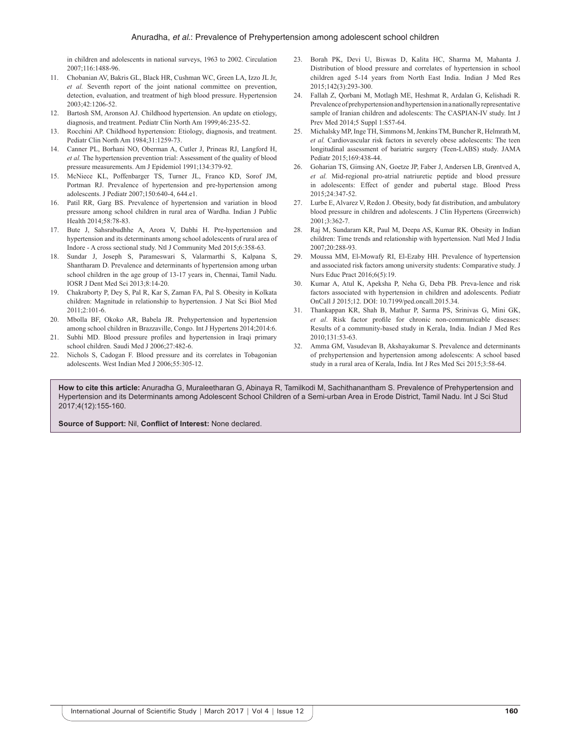in children and adolescents in national surveys, 1963 to 2002. Circulation 2007;116:1488-96.

11. Chobanian AV, Bakris GL, Black HR, Cushman WC, Green LA, Izzo JL Jr, *et al.* Seventh report of the joint national committee on prevention, detection, evaluation, and treatment of high blood pressure. Hypertension 2003;42:1206-52.
12. Bartosh SM, Aronson AJ. Childhood hypertension. An update on etiology, diagnosis, and treatment. Pediatr Clin North Am 1999;46:235-52.
13. Rocchini AP. Childhood hypertension: Etiology, diagnosis, and treatment. Pediatr Clin North Am 1984;31:1259-73.
14. Canner PL, Borhani NO, Oberman A, Cutler J, Prineas RJ, Langford H, *et al.* The hypertension prevention trial: Assessment of the quality of blood pressure measurements. Am J Epidemiol 1991;134:379-92.
15. McNiece KL, Poffenbarger TS, Turner JL, Franco KD, Sorof JM, Portman RJ. Prevalence of hypertension and pre-hypertension among adolescents. J Pediatr 2007;150:640-4, 644.e1.
16. Patil RR, Garg BS. Prevalence of hypertension and variation in blood pressure among school children in rural area of Wardha. Indian J Public Health 2014;58:78-83.
17. Bute J, Sahsrabudhhe A, Arora V, Dabhi H. Pre-hypertension and hypertension and its determinants among school adolescents of rural area of Indore - A cross sectional study. Ntl J Community Med 2015;6:358-63.
18. Sundar J, Joseph S, Parameswari S, Valarmarthi S, Kalpana S, Shantharam D. Prevalence and determinants of hypertension among urban school children in the age group of 13-17 years in, Chennai, Tamil Nadu. IOSR J Dent Med Sci 2013;8:14-20.
19. Chakraborty P, Dey S, Pal R, Kar S, Zaman FA, Pal S. Obesity in Kolkata children: Magnitude in relationship to hypertension. J Nat Sci Biol Med 2011;2:101-6.
20. Mbolla BF, Okoko AR, Babela JR. Prehypertension and hypertension among school children in Brazzaville, Congo. Int J Hypertens 2014;2014:6.
21. Subhi MD. Blood pressure profiles and hypertension in Iraqi primary school children. Saudi Med J 2006;27:482-6.
22. Nichols S, Cadogan F. Blood pressure and its correlates in Tobagonian adolescents. West Indian Med J 2006;55:305-12.
23. Borah PK, Devi U, Biswas D, Kalita HC, Sharma M, Mahanta J. Distribution of blood pressure and correlates of hypertension in school children aged 5-14 years from North East India. Indian J Med Res 2015;142(3):293-300.
24. Fallah Z, Qorbani M, Motlagh ME, Heshmat R, Ardalan G, Kelishadi R. Prevalence of prehypertension and hypertension in a nationally representative sample of Iranian children and adolescents: The CASPIAN-IV study. Int J Prev Med 2014;5 Suppl 1:S57-64.
25. Michalsky MP, Inge TH, Simmons M, Jenkins TM, Buncher R, Helmrath M, *et al.* Cardiovascular risk factors in severely obese adolescents: The teen longitudinal assessment of bariatric surgery (Teen-LABS) study. JAMA Pediatr 2015;169:438-44.
26. Goharian TS, Gimsing AN, Goetze JP, Faber J, Andersen LB, Grøntved A, *et al.* Mid-regional pro-atrial natriuretic peptide and blood pressure in adolescents: Effect of gender and pubertal stage. Blood Press 2015;24:347-52.
27. Lurbe E, Alvarez V, Redon J. Obesity, body fat distribution, and ambulatory blood pressure in children and adolescents. J Clin Hypertens (Greenwich) 2001;3:362-7.
28. Raj M, Sundaram KR, Paul M, Deepa AS, Kumar RK. Obesity in Indian children: Time trends and relationship with hypertension. Natl Med J India 2007;20:288-93.
29. Moussa MM, El-Mowafy RI, El-Ezaby HH. Prevalence of hypertension and associated risk factors among university students: Comparative study. J Nurs Educ Pract 2016;6(5):19.
30. Kumar A, Atul K, Apeksha P, Neha G, Deba PB. Preva-lence and risk factors associated with hypertension in children and adolescents. Pediatr OnCall J 2015;12. DOI: 10.7199/ped.oncall.2015.34.
31. Thankappan KR, Shah B, Mathur P, Sarma PS, Srinivas G, Mini GK, *et al*. Risk factor profile for chronic non-communicable diseases: Results of a community-based study in Kerala, India. Indian J Med Res 2010;131:53-63.
32. Amma GM, Vasudevan B, Akshayakumar S. Prevalence and determinants of prehypertension and hypertension among adolescents: A school based study in a rural area of Kerala, India. Int J Res Med Sci 2015;3:58-64.

**How to cite this article:** Anuradha G, Muraleetharan G, Abinaya R, Tamilkodi M, Sachithanantham S. Prevalence of Prehypertension and Hypertension and its Determinants among Adolescent School Children of a Semi-urban Area in Erode District, Tamil Nadu. Int J Sci Stud 2017;4(12):155-160.

**Source of Support:** Nil, **Conflict of Interest:** None declared.